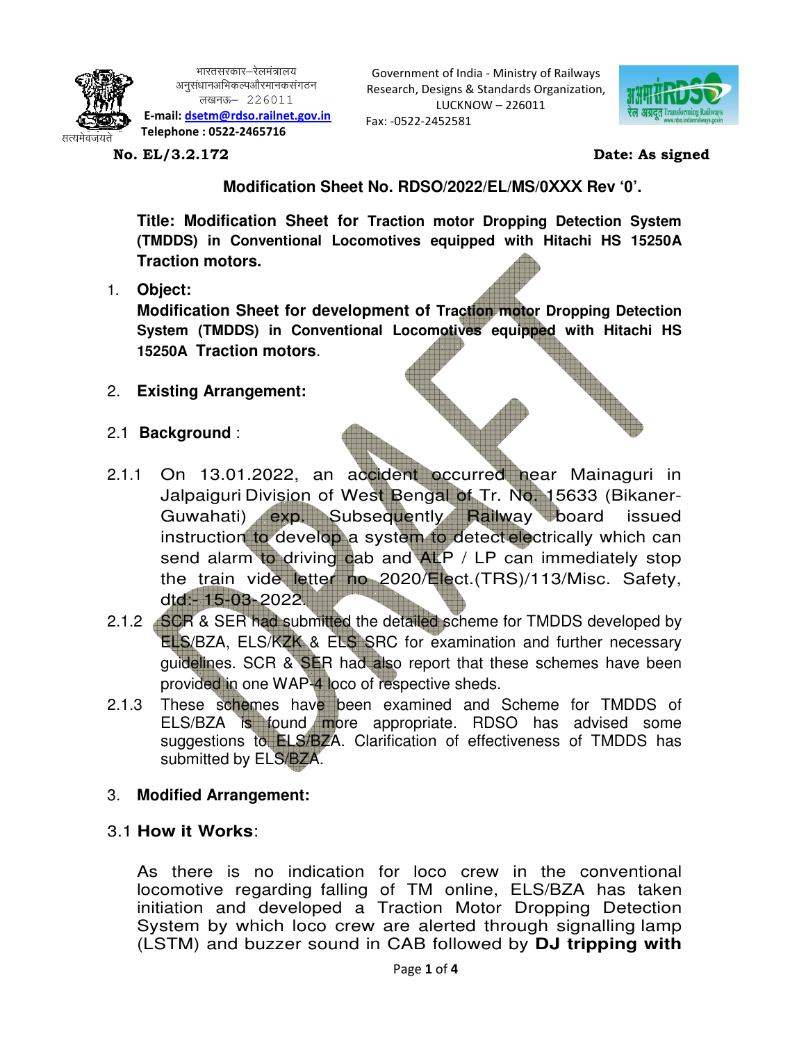भारतसरकार–रेलमंत्रालय
अनुसंधानअभिकल्पऔरमानकसंगठन
लखनऊ– 226011
**E-mail:** dsetm@rdso.railnet.gov.in
**Telephone : 0522-2465716**

Government of India - Ministry of Railways
Research, Designs & Standards Organization,
LUCKNOW – 226011
Fax: -0522-2452581

सत्यमेवजयते

**No. EL/3.2.172** **Date: As signed**

**Modification Sheet No. RDSO/2022/EL/MS/0XXX Rev '0'.**

**Title: Modification Sheet for Traction motor Dropping Detection System (TMDDS) in Conventional Locomotives equipped with Hitachi HS 15250A Traction motors.**

1. **Object:**
**Modification Sheet for development of Traction motor Dropping Detection System (TMDDS) in Conventional Locomotives equipped with Hitachi HS 15250A Traction motors**.

2. **Existing Arrangement:**

2.1 **Background** :

2.1.1 On 13.01.2022, an accident occurred near Mainaguri in Jalpaiguri Division of West Bengal of Tr. No. 15633 (Bikaner-Guwahati) exp. Subsequently Railway board issued instruction to develop a system to detect electrically which can send alarm to driving cab and ALP / LP can immediately stop the train vide letter no 2020/Elect.(TRS)/113/Misc. Safety, dtd:- 15-03-2022.

2.1.2 SCR & SER had submitted the detailed scheme for TMDDS developed by ELS/BZA, ELS/KZK & ELS SRC for examination and further necessary guidelines. SCR & SER had also report that these schemes have been provided in one WAP-4 loco of respective sheds.

2.1.3 These schemes have been examined and Scheme for TMDDS of ELS/BZA is found more appropriate. RDSO has advised some suggestions to ELS/BZA. Clarification of effectiveness of TMDDS has submitted by ELS/BZA.

3. **Modified Arrangement:**

3.1 **How it Works**:

As there is no indication for loco crew in the conventional locomotive regarding falling of TM online, ELS/BZA has taken initiation and developed a Traction Motor Dropping Detection System by which loco crew are alerted through signalling lamp (LSTM) and buzzer sound in CAB followed by **DJ tripping with**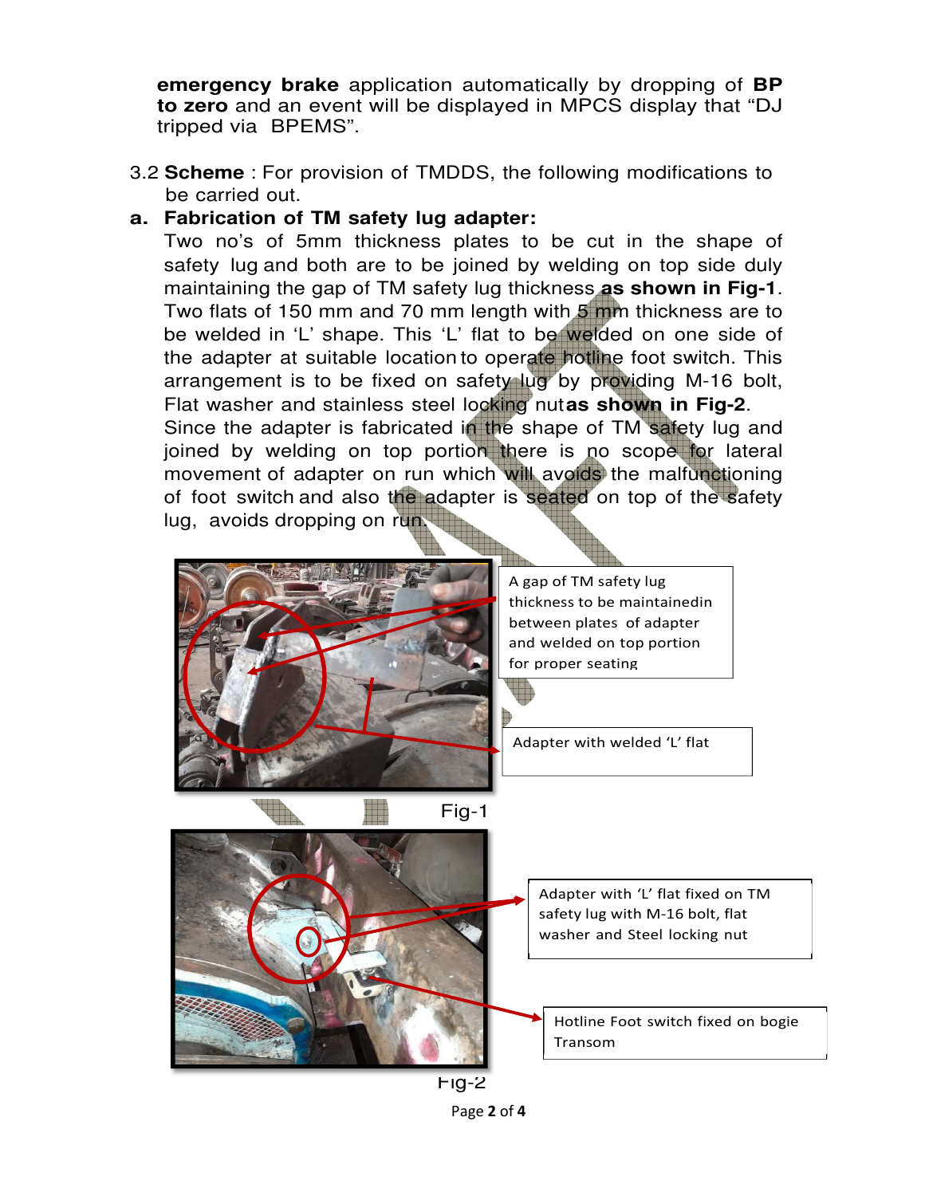emergency brake application automatically by dropping of **BP to zero** and an event will be displayed in MPCS display that "DJ tripped via BPEMS".

3.2 **Scheme** : For provision of TMDDS, the following modifications to be carried out.

**a. Fabrication of TM safety lug adapter:**

Two no's of 5mm thickness plates to be cut in the shape of safety lug and both are to be joined by welding on top side duly maintaining the gap of TM safety lug thickness **as shown in Fig-1**. Two flats of 150 mm and 70 mm length with 5 mm thickness are to be welded in 'L' shape. This 'L' flat to be welded on one side of the adapter at suitable location to operate hotline foot switch. This arrangement is to be fixed on safety lug by providing M-16 bolt, Flat washer and stainless steel locking nut **as shown in Fig-2**. Since the adapter is fabricated in the shape of TM safety lug and joined by welding on top portion there is no scope for lateral movement of adapter on run which will avoids the malfunctioning of foot switch and also the adapter is seated on top of the safety lug, avoids dropping on run.

A gap of TM safety lug thickness to be maintainedin between plates of adapter and welded on top portion for proper seating

Adapter with welded 'L' flat

Fig-1

Adapter with 'L' flat fixed on TM safety lug with M-16 bolt, flat washer and Steel locking nut

Hotline Foot switch fixed on bogie Transom

Fig-2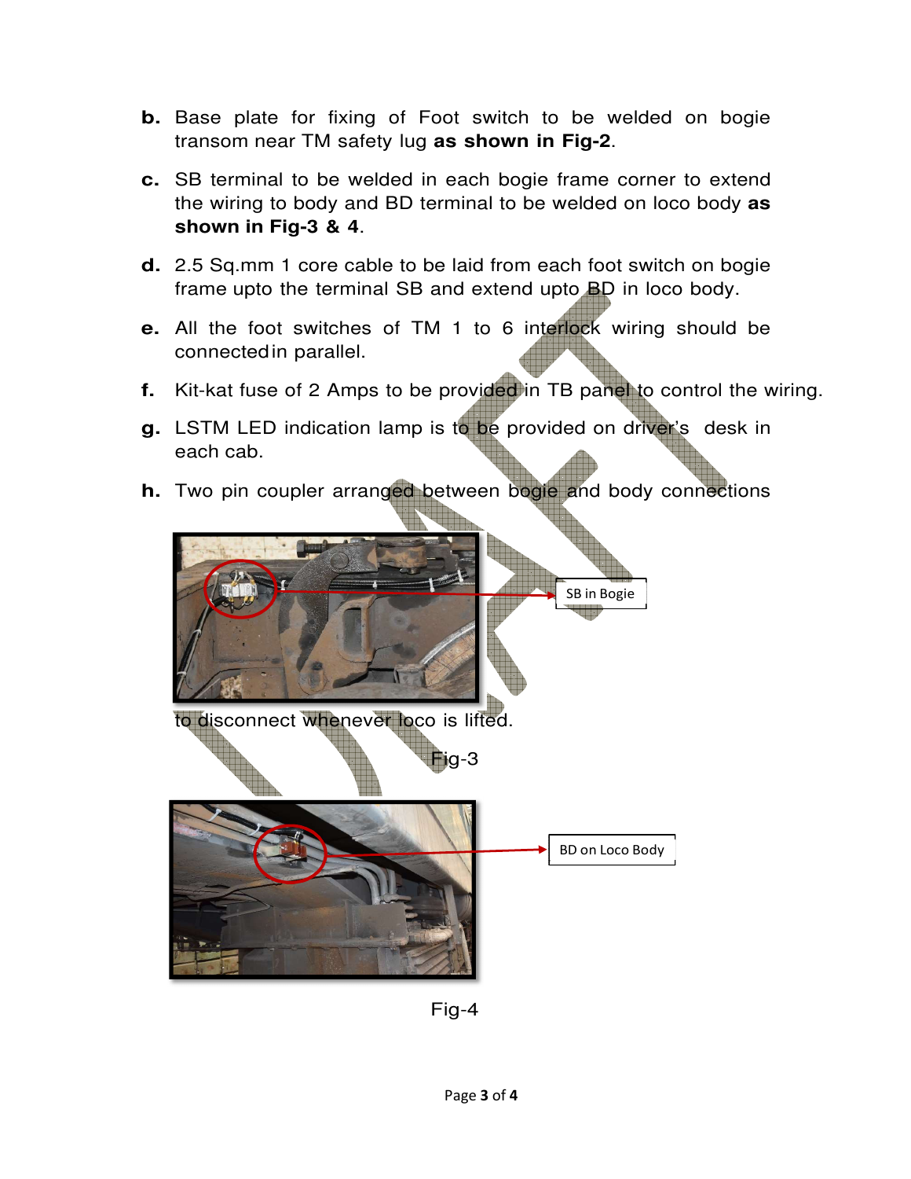b. Base plate for fixing of Foot switch to be welded on bogie transom near TM safety lug **as shown in Fig-2**.

c. SB terminal to be welded in each bogie frame corner to extend the wiring to body and BD terminal to be welded on loco body **as shown in Fig-3 & 4**.

d. 2.5 Sq.mm 1 core cable to be laid from each foot switch on bogie frame upto the terminal SB and extend upto BD in loco body.

e. All the foot switches of TM 1 to 6 interlock wiring should be connected in parallel.

f. Kit-kat fuse of 2 Amps to be provided in TB panel to control the wiring.

g. LSTM LED indication lamp is to be provided on driver's desk in each cab.

h. Two pin coupler arranged between bogie and body connections to disconnect whenever loco is lifted.

SB in Bogie

Fig-3

BD on Loco Body

Fig-4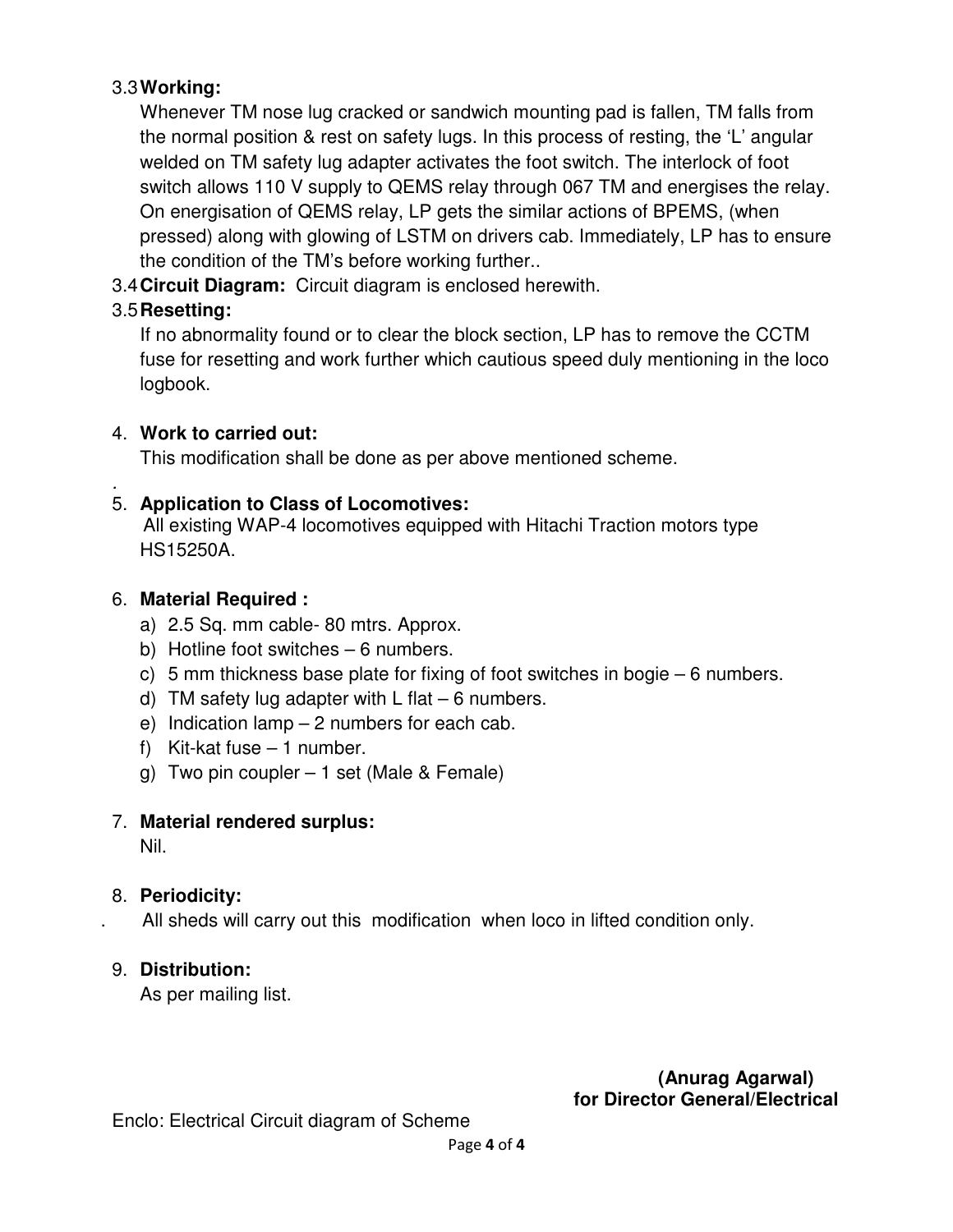3.3 **Working:**

Whenever TM nose lug cracked or sandwich mounting pad is fallen, TM falls from the normal position & rest on safety lugs. In this process of resting, the 'L' angular welded on TM safety lug adapter activates the foot switch. The interlock of foot switch allows 110 V supply to QEMS relay through 067 TM and energises the relay. On energisation of QEMS relay, LP gets the similar actions of BPEMS, (when pressed) along with glowing of LSTM on drivers cab. Immediately, LP has to ensure the condition of the TM's before working further..

3.4 **Circuit Diagram:** Circuit diagram is enclosed herewith.

3.5 **Resetting:**

If no abnormality found or to clear the block section, LP has to remove the CCTM fuse for resetting and work further which cautious speed duly mentioning in the loco logbook.

4. **Work to carried out:**

   This modification shall be done as per above mentioned scheme.

.

5. **Application to Class of Locomotives:**

   All existing WAP-4 locomotives equipped with Hitachi Traction motors type HS15250A.

6. **Material Required :**
   a) 2.5 Sq. mm cable- 80 mtrs. Approx.
   b) Hotline foot switches – 6 numbers.
   c) 5 mm thickness base plate for fixing of foot switches in bogie – 6 numbers.
   d) TM safety lug adapter with L flat – 6 numbers.
   e) Indication lamp – 2 numbers for each cab.
   f) Kit-kat fuse – 1 number.
   g) Two pin coupler – 1 set (Male & Female)

7. **Material rendered surplus:**

   Nil.

8. **Periodicity:**

.    All sheds will carry out this modification when loco in lifted condition only.

9. **Distribution:**

   As per mailing list.

**(Anurag Agarwal)**
**for Director General/Electrical**

Enclo: Electrical Circuit diagram of Scheme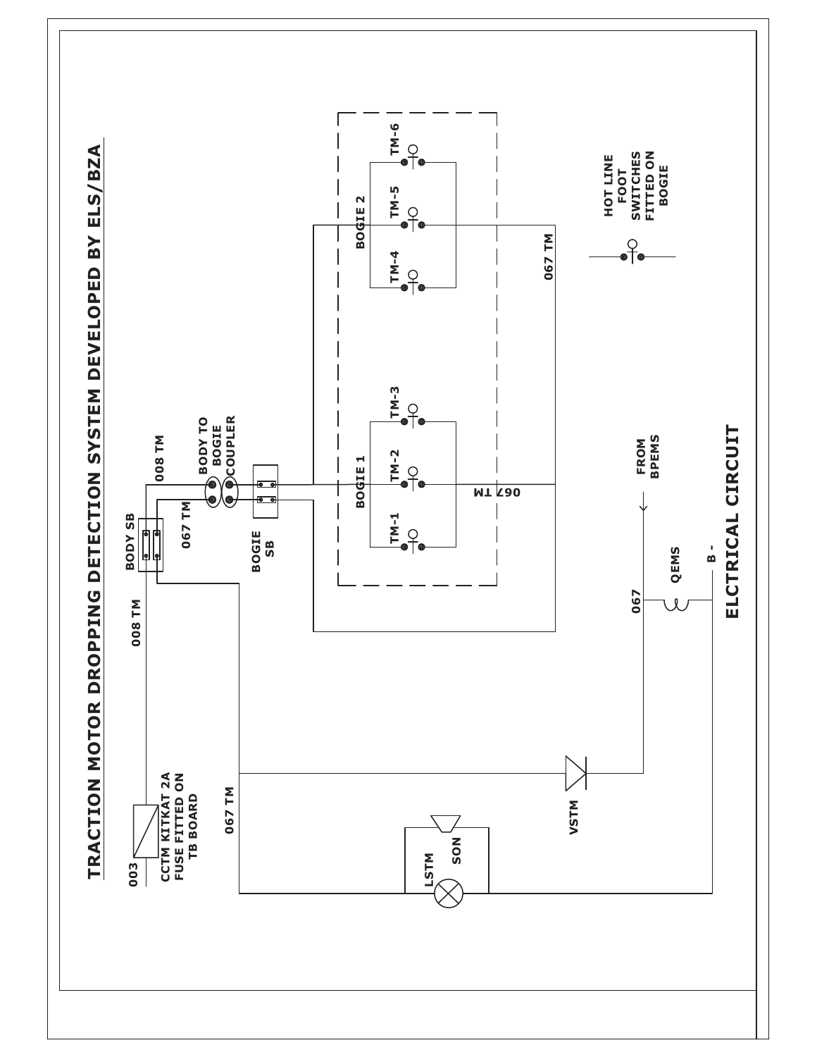# TRACTION MOTOR DROPPING DETECTION SYSTEM DEVELOPED BY ELS/BZA

003

CCTM KITKAT 2A FUSE FITTED ON TB BOARD

008 TM

BODY SB

008 TM

067 TM

BODY TO BOGIE COUPLER

BOGIE SB

BOGIE 1

TM-1

TM-2

TM-3

BOGIE 2

TM-4

TM-5

TM-6

067 TM

067 TM

HOT LINE FOOT SWITCHES FITTED ON BOGIE

067 TM

LSTM

SON

VSTM

067

QEMS

FROM BPEMS

B -

ELCTRICAL CIRCUIT